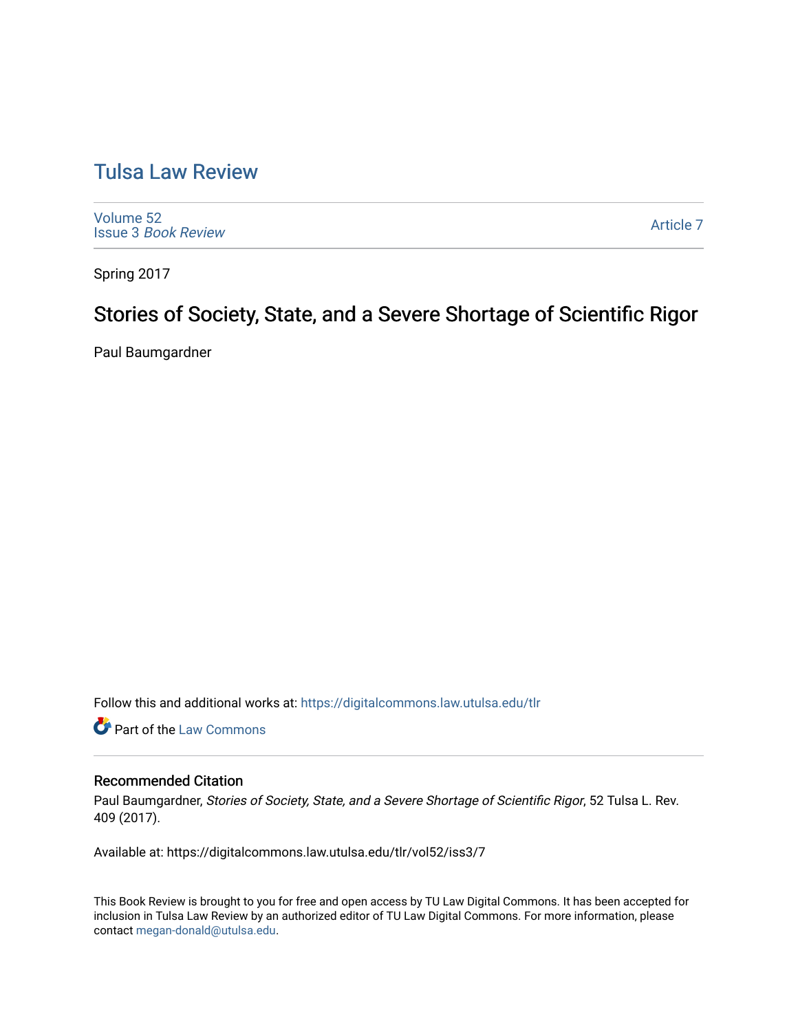# Tulsa Law Review

Volume 52
Issue 3 *Book Review*

Article 7

Spring 2017

## Stories of Society, State, and a Severe Shortage of Scientific Rigor

Paul Baumgardner

Follow this and additional works at: https://digitalcommons.law.utulsa.edu/tlr

Part of the Law Commons

### Recommended Citation

Paul Baumgardner, *Stories of Society, State, and a Severe Shortage of Scientific Rigor*, 52 Tulsa L. Rev. 409 (2017).

Available at: https://digitalcommons.law.utulsa.edu/tlr/vol52/iss3/7

This Book Review is brought to you for free and open access by TU Law Digital Commons. It has been accepted for inclusion in Tulsa Law Review by an authorized editor of TU Law Digital Commons. For more information, please contact megan-donald@utulsa.edu.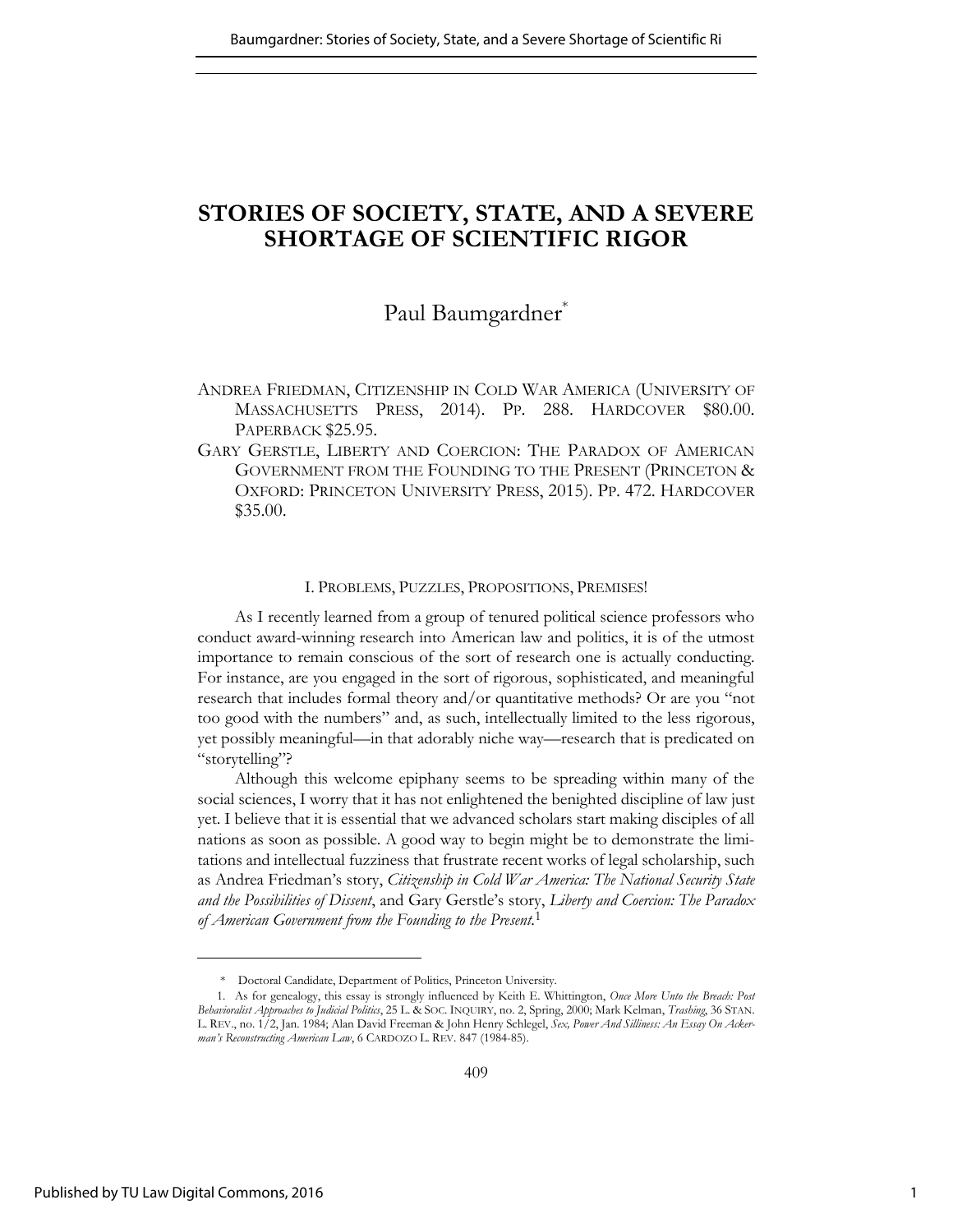# STORIES OF SOCIETY, STATE, AND A SEVERE SHORTAGE OF SCIENTIFIC RIGOR

Paul Baumgardner*

ANDREA FRIEDMAN, CITIZENSHIP IN COLD WAR AMERICA (UNIVERSITY OF MASSACHUSETTS PRESS, 2014). PP. 288. HARDCOVER $80.00. PAPERBACK $25.95.

GARY GERSTLE, LIBERTY AND COERCION: THE PARADOX OF AMERICAN GOVERNMENT FROM THE FOUNDING TO THE PRESENT (PRINCETON & OXFORD: PRINCETON UNIVERSITY PRESS, 2015). PP. 472. HARDCOVER $35.00.

## I. PROBLEMS, PUZZLES, PROPOSITIONS, PREMISES!

As I recently learned from a group of tenured political science professors who conduct award-winning research into American law and politics, it is of the utmost importance to remain conscious of the sort of research one is actually conducting. For instance, are you engaged in the sort of rigorous, sophisticated, and meaningful research that includes formal theory and/or quantitative methods? Or are you "not too good with the numbers" and, as such, intellectually limited to the less rigorous, yet possibly meaningful—in that adorably niche way—research that is predicated on "storytelling"?

Although this welcome epiphany seems to be spreading within many of the social sciences, I worry that it has not enlightened the benighted discipline of law just yet. I believe that it is essential that we advanced scholars start making disciples of all nations as soon as possible. A good way to begin might be to demonstrate the limitations and intellectual fuzziness that frustrate recent works of legal scholarship, such as Andrea Friedman's story, *Citizenship in Cold War America: The National Security State and the Possibilities of Dissent*, and Gary Gerstle's story, *Liberty and Coercion: The Paradox of American Government from the Founding to the Present*.[1]

---

\* Doctoral Candidate, Department of Politics, Princeton University.

1. As for genealogy, this essay is strongly influenced by Keith E. Whittington, *Once More Unto the Breach: Post Behavioralist Approaches to Judicial Politics*, 25 L. & SOC. INQUIRY, no. 2, Spring, 2000; Mark Kelman, *Trashing*, 36 STAN. L. REV., no. 1/2, Jan. 1984; Alan David Freeman & John Henry Schlegel, *Sex, Power And Silliness: An Essay On Ackerman's Reconstructing American Law*, 6 CARDOZO L. REV. 847 (1984-85).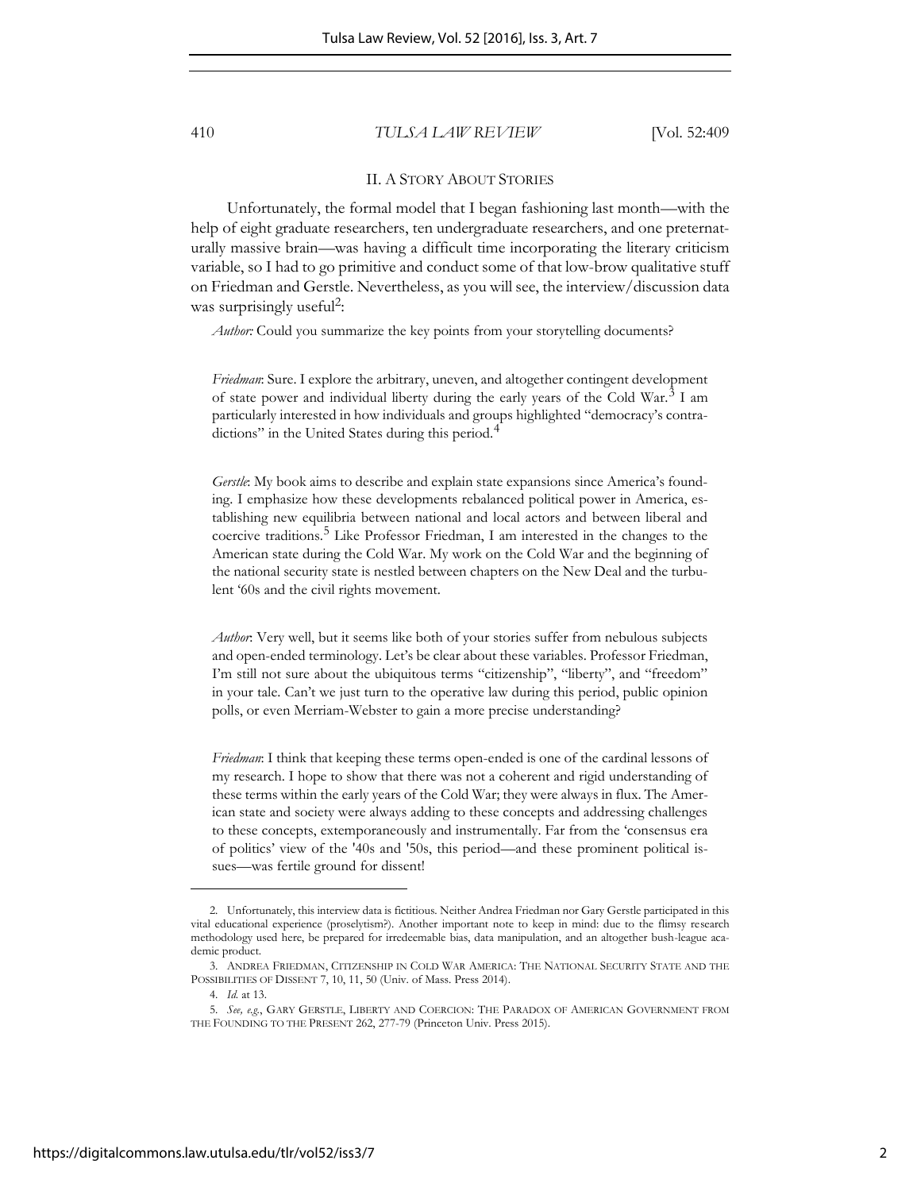## II. A STORY ABOUT STORIES

Unfortunately, the formal model that I began fashioning last month—with the help of eight graduate researchers, ten undergraduate researchers, and one preternaturally massive brain—was having a difficult time incorporating the literary criticism variable, so I had to go primitive and conduct some of that low-brow qualitative stuff on Friedman and Gerstle. Nevertheless, as you will see, the interview/discussion data was surprisingly useful[2]:

*Author:* Could you summarize the key points from your storytelling documents?

*Friedman*: Sure. I explore the arbitrary, uneven, and altogether contingent development of state power and individual liberty during the early years of the Cold War.[3] I am particularly interested in how individuals and groups highlighted "democracy's contradictions" in the United States during this period.[4]

*Gerstle*: My book aims to describe and explain state expansions since America's founding. I emphasize how these developments rebalanced political power in America, establishing new equilibria between national and local actors and between liberal and coercive traditions.[5] Like Professor Friedman, I am interested in the changes to the American state during the Cold War. My work on the Cold War and the beginning of the national security state is nestled between chapters on the New Deal and the turbulent '60s and the civil rights movement.

*Author*: Very well, but it seems like both of your stories suffer from nebulous subjects and open-ended terminology. Let's be clear about these variables. Professor Friedman, I'm still not sure about the ubiquitous terms "citizenship", "liberty", and "freedom" in your tale. Can't we just turn to the operative law during this period, public opinion polls, or even Merriam-Webster to gain a more precise understanding?

*Friedman*: I think that keeping these terms open-ended is one of the cardinal lessons of my research. I hope to show that there was not a coherent and rigid understanding of these terms within the early years of the Cold War; they were always in flux. The American state and society were always adding to these concepts and addressing challenges to these concepts, extemporaneously and instrumentally. Far from the 'consensus era of politics' view of the '40s and '50s, this period—and these prominent political issues—was fertile ground for dissent!

---

2. Unfortunately, this interview data is fictitious. Neither Andrea Friedman nor Gary Gerstle participated in this vital educational experience (proselytism?). Another important note to keep in mind: due to the flimsy research methodology used here, be prepared for irredeemable bias, data manipulation, and an altogether bush-league academic product.

3. ANDREA FRIEDMAN, CITIZENSHIP IN COLD WAR AMERICA: THE NATIONAL SECURITY STATE AND THE POSSIBILITIES OF DISSENT 7, 10, 11, 50 (Univ. of Mass. Press 2014).

4. *Id.* at 13.

5. *See, e.g.*, GARY GERSTLE, LIBERTY AND COERCION: THE PARADOX OF AMERICAN GOVERNMENT FROM THE FOUNDING TO THE PRESENT 262, 277-79 (Princeton Univ. Press 2015).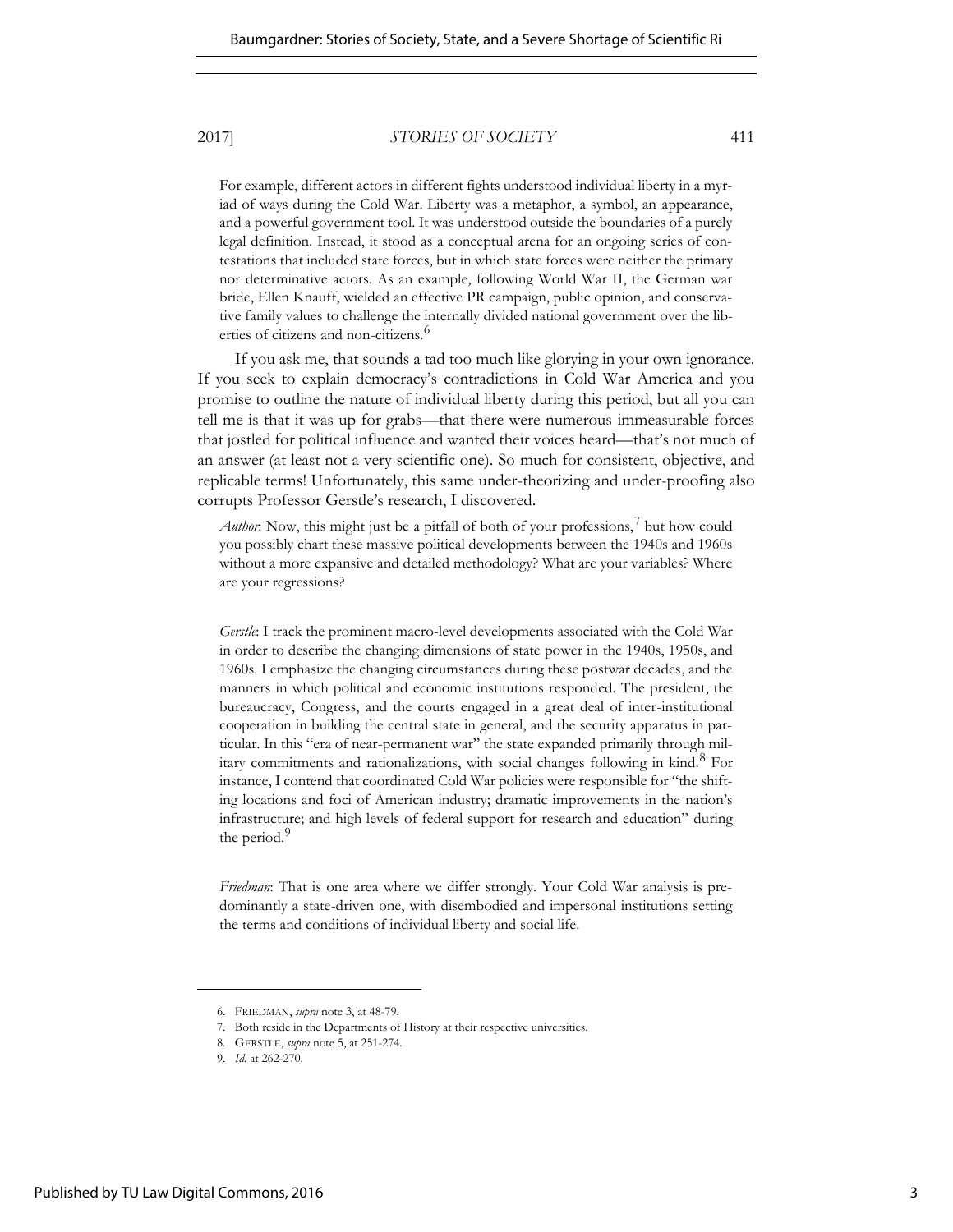For example, different actors in different fights understood individual liberty in a myriad of ways during the Cold War. Liberty was a metaphor, a symbol, an appearance, and a powerful government tool. It was understood outside the boundaries of a purely legal definition. Instead, it stood as a conceptual arena for an ongoing series of contestations that included state forces, but in which state forces were neither the primary nor determinative actors. As an example, following World War II, the German war bride, Ellen Knauff, wielded an effective PR campaign, public opinion, and conservative family values to challenge the internally divided national government over the liberties of citizens and non-citizens.[6]

If you ask me, that sounds a tad too much like glorying in your own ignorance. If you seek to explain democracy's contradictions in Cold War America and you promise to outline the nature of individual liberty during this period, but all you can tell me is that it was up for grabs—that there were numerous immeasurable forces that jostled for political influence and wanted their voices heard—that's not much of an answer (at least not a very scientific one). So much for consistent, objective, and replicable terms! Unfortunately, this same under-theorizing and under-proofing also corrupts Professor Gerstle's research, I discovered.

*Author*: Now, this might just be a pitfall of both of your professions,[7] but how could you possibly chart these massive political developments between the 1940s and 1960s without a more expansive and detailed methodology? What are your variables? Where are your regressions?

*Gerstle*: I track the prominent macro-level developments associated with the Cold War in order to describe the changing dimensions of state power in the 1940s, 1950s, and 1960s. I emphasize the changing circumstances during these postwar decades, and the manners in which political and economic institutions responded. The president, the bureaucracy, Congress, and the courts engaged in a great deal of inter-institutional cooperation in building the central state in general, and the security apparatus in particular. In this "era of near-permanent war" the state expanded primarily through military commitments and rationalizations, with social changes following in kind.[8] For instance, I contend that coordinated Cold War policies were responsible for "the shifting locations and foci of American industry; dramatic improvements in the nation's infrastructure; and high levels of federal support for research and education" during the period.[9]

*Friedman*: That is one area where we differ strongly. Your Cold War analysis is predominantly a state-driven one, with disembodied and impersonal institutions setting the terms and conditions of individual liberty and social life.

---

6. FRIEDMAN, *supra* note 3, at 48-79.

7. Both reside in the Departments of History at their respective universities.

8. GERSTLE, *supra* note 5, at 251-274.

9. *Id.* at 262-270.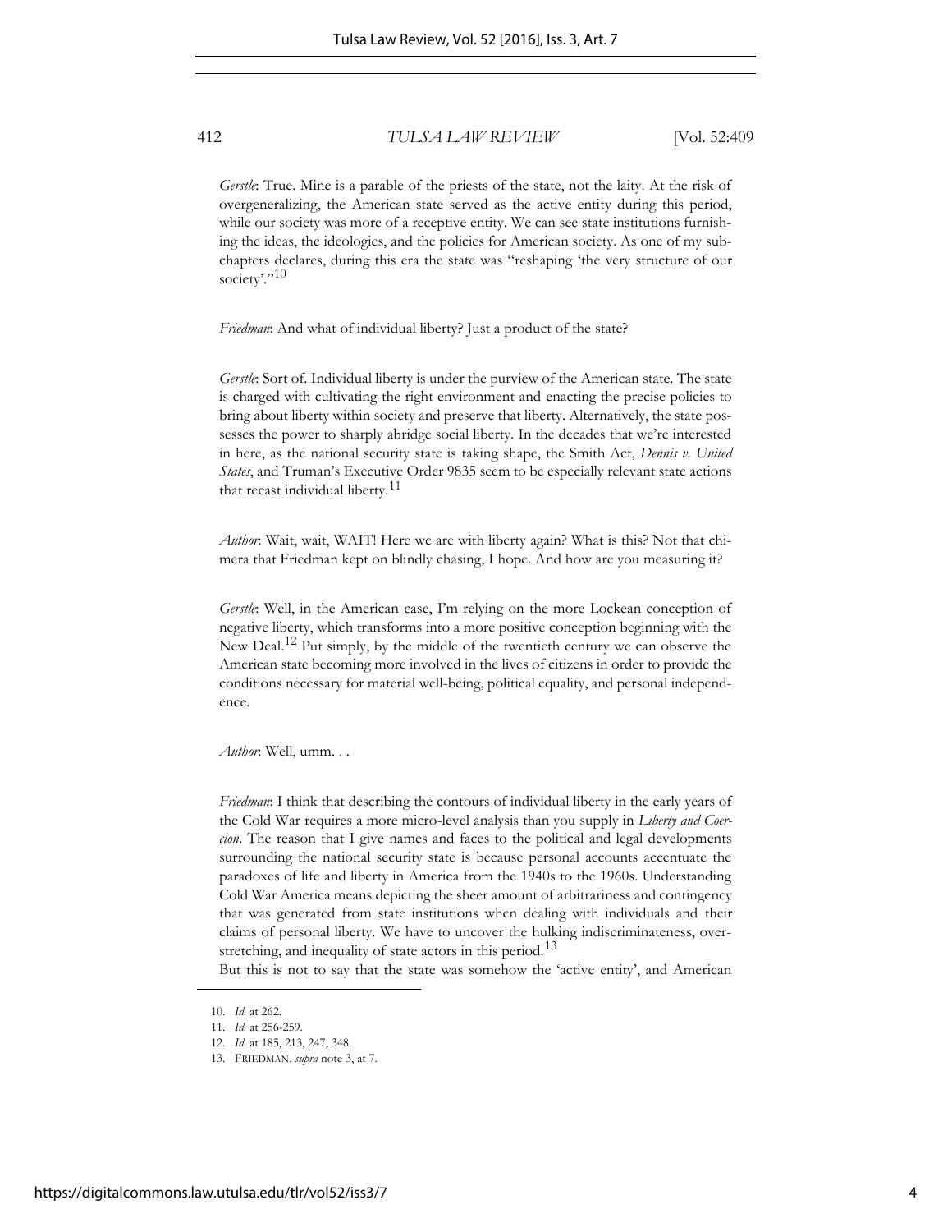*Gerstle*: True. Mine is a parable of the priests of the state, not the laity. At the risk of overgeneralizing, the American state served as the active entity during this period, while our society was more of a receptive entity. We can see state institutions furnishing the ideas, the ideologies, and the policies for American society. As one of my subchapters declares, during this era the state was "reshaping 'the very structure of our society'."[10]

*Friedman*: And what of individual liberty? Just a product of the state?

*Gerstle*: Sort of. Individual liberty is under the purview of the American state. The state is charged with cultivating the right environment and enacting the precise policies to bring about liberty within society and preserve that liberty. Alternatively, the state possesses the power to sharply abridge social liberty. In the decades that we're interested in here, as the national security state is taking shape, the Smith Act, *Dennis v. United States*, and Truman's Executive Order 9835 seem to be especially relevant state actions that recast individual liberty.[11]

*Author*: Wait, wait, WAIT! Here we are with liberty again? What is this? Not that chimera that Friedman kept on blindly chasing, I hope. And how are you measuring it?

*Gerstle*: Well, in the American case, I'm relying on the more Lockean conception of negative liberty, which transforms into a more positive conception beginning with the New Deal.[12] Put simply, by the middle of the twentieth century we can observe the American state becoming more involved in the lives of citizens in order to provide the conditions necessary for material well-being, political equality, and personal independence.

*Author*: Well, umm. . .

*Friedman*: I think that describing the contours of individual liberty in the early years of the Cold War requires a more micro-level analysis than you supply in *Liberty and Coercion*. The reason that I give names and faces to the political and legal developments surrounding the national security state is because personal accounts accentuate the paradoxes of life and liberty in America from the 1940s to the 1960s. Understanding Cold War America means depicting the sheer amount of arbitrariness and contingency that was generated from state institutions when dealing with individuals and their claims of personal liberty. We have to uncover the hulking indiscriminateness, overstretching, and inequality of state actors in this period.[13]

But this is not to say that the state was somehow the 'active entity', and American

10. *Id.* at 262.
11. *Id.* at 256-259.
12. *Id.* at 185, 213, 247, 348.
13. FRIEDMAN, *supra* note 3, at 7.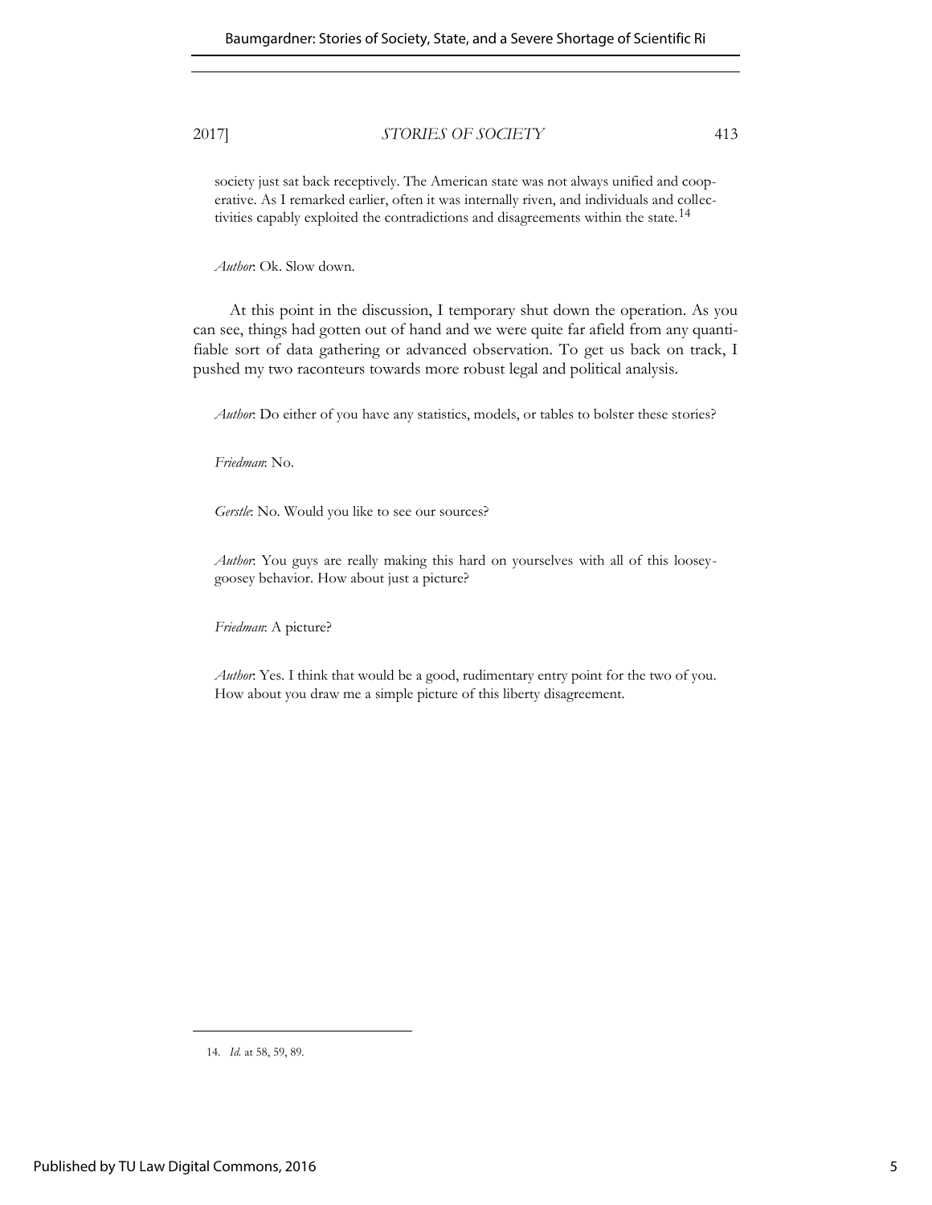society just sat back receptively. The American state was not always unified and cooperative. As I remarked earlier, often it was internally riven, and individuals and collectivities capably exploited the contradictions and disagreements within the state.[14]

*Author*: Ok. Slow down.

At this point in the discussion, I temporary shut down the operation. As you can see, things had gotten out of hand and we were quite far afield from any quantifiable sort of data gathering or advanced observation. To get us back on track, I pushed my two raconteurs towards more robust legal and political analysis.

*Author*: Do either of you have any statistics, models, or tables to bolster these stories?

*Friedman*: No.

*Gerstle*: No. Would you like to see our sources?

*Author*: You guys are really making this hard on yourselves with all of this loosey-goosey behavior. How about just a picture?

*Friedman*: A picture?

*Author*: Yes. I think that would be a good, rudimentary entry point for the two of you. How about you draw me a simple picture of this liberty disagreement.

---

14. *Id.* at 58, 59, 89.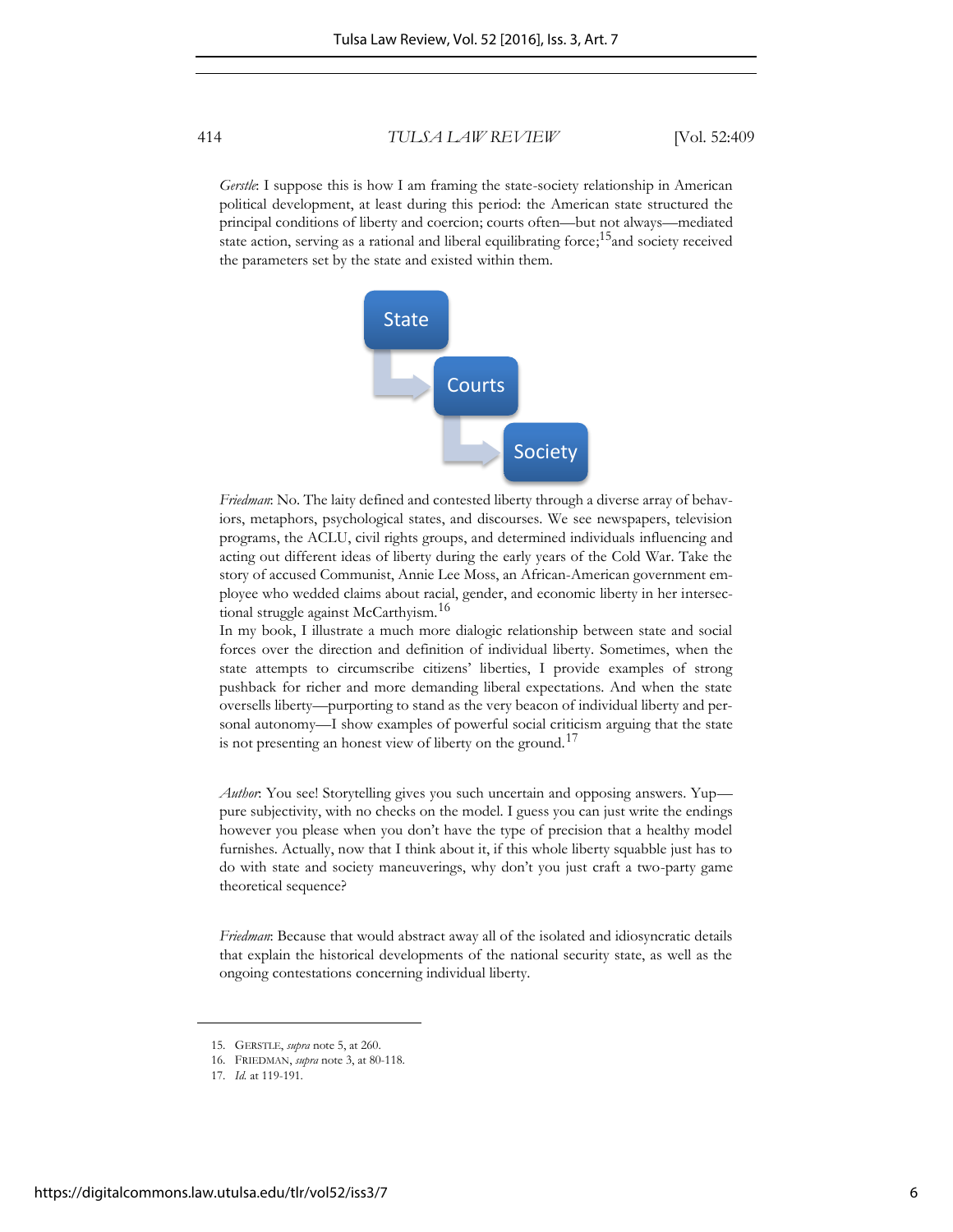*Gerstle*: I suppose this is how I am framing the state-society relationship in American political development, at least during this period: the American state structured the principal conditions of liberty and coercion; courts often—but not always—mediated state action, serving as a rational and liberal equilibrating force;[15] and society received the parameters set by the state and existed within them.

State → Courts → Society

*Friedman*: No. The laity defined and contested liberty through a diverse array of behaviors, metaphors, psychological states, and discourses. We see newspapers, television programs, the ACLU, civil rights groups, and determined individuals influencing and acting out different ideas of liberty during the early years of the Cold War. Take the story of accused Communist, Annie Lee Moss, an African-American government employee who wedded claims about racial, gender, and economic liberty in her intersectional struggle against McCarthyism.[16]

In my book, I illustrate a much more dialogic relationship between state and social forces over the direction and definition of individual liberty. Sometimes, when the state attempts to circumscribe citizens' liberties, I provide examples of strong pushback for richer and more demanding liberal expectations. And when the state oversells liberty—purporting to stand as the very beacon of individual liberty and personal autonomy—I show examples of powerful social criticism arguing that the state is not presenting an honest view of liberty on the ground.[17]

*Author*: You see! Storytelling gives you such uncertain and opposing answers. Yup—pure subjectivity, with no checks on the model. I guess you can just write the endings however you please when you don't have the type of precision that a healthy model furnishes. Actually, now that I think about it, if this whole liberty squabble just has to do with state and society maneuverings, why don't you just craft a two-party game theoretical sequence?

*Friedman*: Because that would abstract away all of the isolated and idiosyncratic details that explain the historical developments of the national security state, as well as the ongoing contestations concerning individual liberty.

---

15. GERSTLE, *supra* note 5, at 260.
16. FRIEDMAN, *supra* note 3, at 80-118.
17. *Id.* at 119-191.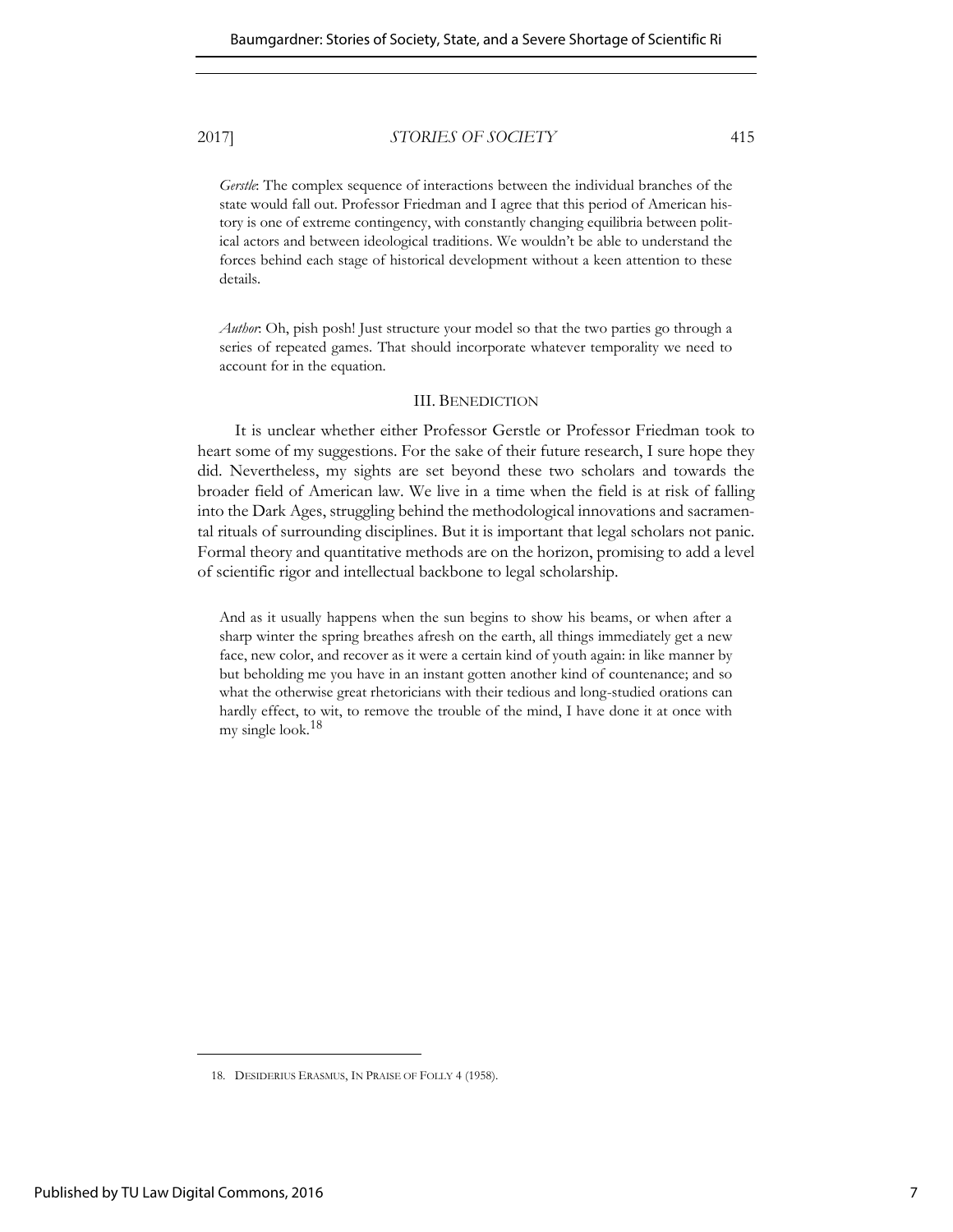*Gerstle*: The complex sequence of interactions between the individual branches of the state would fall out. Professor Friedman and I agree that this period of American history is one of extreme contingency, with constantly changing equilibria between political actors and between ideological traditions. We wouldn't be able to understand the forces behind each stage of historical development without a keen attention to these details.

*Author*: Oh, pish posh! Just structure your model so that the two parties go through a series of repeated games. That should incorporate whatever temporality we need to account for in the equation.

## III. BENEDICTION

It is unclear whether either Professor Gerstle or Professor Friedman took to heart some of my suggestions. For the sake of their future research, I sure hope they did. Nevertheless, my sights are set beyond these two scholars and towards the broader field of American law. We live in a time when the field is at risk of falling into the Dark Ages, struggling behind the methodological innovations and sacramental rituals of surrounding disciplines. But it is important that legal scholars not panic. Formal theory and quantitative methods are on the horizon, promising to add a level of scientific rigor and intellectual backbone to legal scholarship.

> And as it usually happens when the sun begins to show his beams, or when after a sharp winter the spring breathes afresh on the earth, all things immediately get a new face, new color, and recover as it were a certain kind of youth again: in like manner by but beholding me you have in an instant gotten another kind of countenance; and so what the otherwise great rhetoricians with their tedious and long-studied orations can hardly effect, to wit, to remove the trouble of the mind, I have done it at once with my single look.[18]

18. DESIDERIUS ERASMUS, IN PRAISE OF FOLLY 4 (1958).